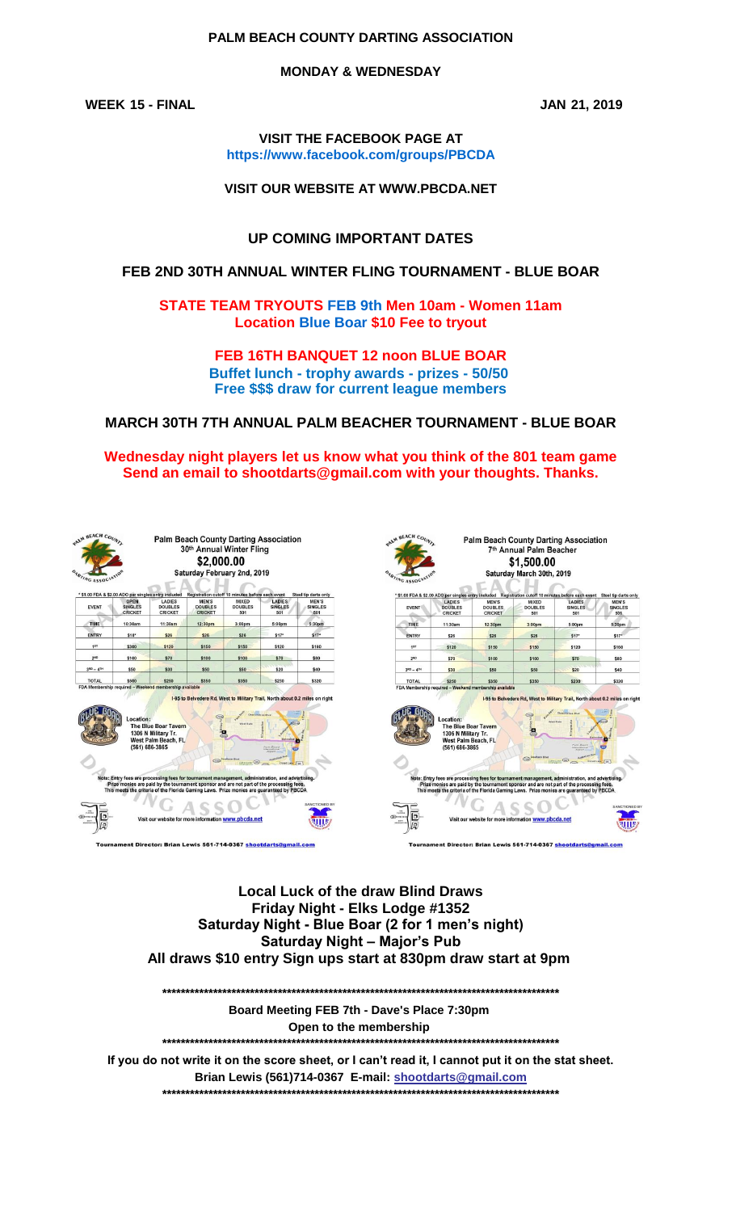# PALM BEACH COUNTY DARTING ASSOCIATION

**MONDAY & WEDNESDAY**

**WEEK 15 - FINAL** **JAN 21, 2019**

**VISIT THE FACEBOOK PAGE AT**
**https://www.facebook.com/groups/PBCDA**

**VISIT OUR WEBSITE AT WWW.PBCDA.NET**

## UP COMING IMPORTANT DATES

**FEB 2ND 30TH ANNUAL WINTER FLING TOURNAMENT - BLUE BOAR**

**STATE TEAM TRYOUTS FEB 9th Men 10am - Women 11am**
**Location Blue Boar $10 Fee to tryout**

**FEB 16TH BANQUET 12 noon BLUE BOAR**
**Buffet lunch - trophy awards - prizes - 50/50**
**Free $$$ draw for current league members**

**MARCH 30TH 7TH ANNUAL PALM BEACHER TOURNAMENT - BLUE BOAR**

**Wednesday night players let us know what you think of the 801 team game**
**Send an email to shootdarts@gmail.com with your thoughts. Thanks.**

### Palm Beach County Darting Association
### 30th Annual Winter Fling
### $2,000.00
### Saturday February 2nd, 2019

* $1.00 FDA & $2.00 ADO per singles entry included — Registration cutoff 10 minutes before each event — Steel tip darts only

| EVENT | OPEN SINGLES CRICKET | LADIES DOUBLES CRICKET | MEN'S DOUBLES CRICKET | MIXED DOUBLES 501 | LADIES SINGLES 501 | MEN'S SINGLES 501 |
|---|---|---|---|---|---|---|
| TIME | 10:30am | 11:30am | 12:30pm | 3:00pm | 5:00pm | 5:30pm |
| ENTRY | $18* | $26 | $26 | $26 | $17* | $17* |
| 1ST | $300 | $120 | $150 | $150 | $120 | $160 |
| 2ND | $100 | $70 | $100 | $100 | $70 | $80 |
| 3RD – 4TH | $50 | $30 | $50 | $50 | $20 | $40 |
| TOTAL | $500 | $250 | $350 | $350 | $230 | $320 |

FDA Membership required – Weekend membership available

I-95 to Belvedere Rd, West to Military Trail, North about 0.2 miles on right

Location:
The Blue Boar Tavern
1306 N Military Tr.
West Palm Beach, FL
(561) 686-3865

Note: Entry fees are processing fees for tournament management, administration, and advertising. Prize monies are paid by the tournament sponsor and are not part of the processing fees. This meets the criteria of the Florida Gaming Laws. Prize monies are guaranteed by PBCDA

Visit our website for more information www.pbcda.net

SANCTIONED BY

Tournament Director: Brian Lewis 561-714-0367 shootdarts@gmail.com

### Palm Beach County Darting Association
### 7th Annual Palm Beacher
### $1,500.00
### Saturday March 30th, 2019

* $1.00 FDA & $2.00 ADO per singles entry included — Registration cutoff 10 minutes before each event — Steel tip darts only

| EVENT | LADIES DOUBLES CRICKET | MEN'S DOUBLES CRICKET | MIXED DOUBLES 501 | LADIES SINGLES 501 | MEN'S SINGLES 501 |
|---|---|---|---|---|---|
| TIME | 11:30am | 12:30pm | 3:00pm | 5:00pm | 5:30pm |
| ENTRY | $26 | $26 | $26 | $17* | $17* |
| 1ST | $120 | $150 | $150 | $120 | $160 |
| 2ND | $70 | $100 | $100 | $70 | $80 |
| 3RD – 4TH | $30 | $50 | $50 | $20 | $40 |
| TOTAL | $250 | $350 | $350 | $230 | $320 |

FDA Membership required – Weekend membership available

I-95 to Belvedere Rd, West to Military Trail, North about 0.2 miles on right

Location:
The Blue Boar Tavern
1306 N Military Tr.
West Palm Beach, FL
(561) 686-3865

Note: Entry fees are processing fees for tournament management, administration, and advertising. Prize monies are paid by the tournament sponsor and are not part of the processing fees. This meets the criteria of the Florida Gaming Laws. Prize monies are guaranteed by PBCDA

Visit our website for more information www.pbcda.net

SANCTIONED BY

Tournament Director: Brian Lewis 561-714-0367 shootdarts@gmail.com

**Local Luck of the draw Blind Draws**
**Friday Night - Elks Lodge #1352**
**Saturday Night - Blue Boar (2 for 1 men's night)**
**Saturday Night – Major's Pub**
**All draws $10 entry Sign ups start at 830pm draw start at 9pm**

*********************************************************************************************

**Board Meeting FEB 7th - Dave's Place 7:30pm**
**Open to the membership**

*********************************************************************************************

**If you do not write it on the score sheet, or I can't read it, I cannot put it on the stat sheet.**
**Brian Lewis (561)714-0367 E-mail: shootdarts@gmail.com**

*********************************************************************************************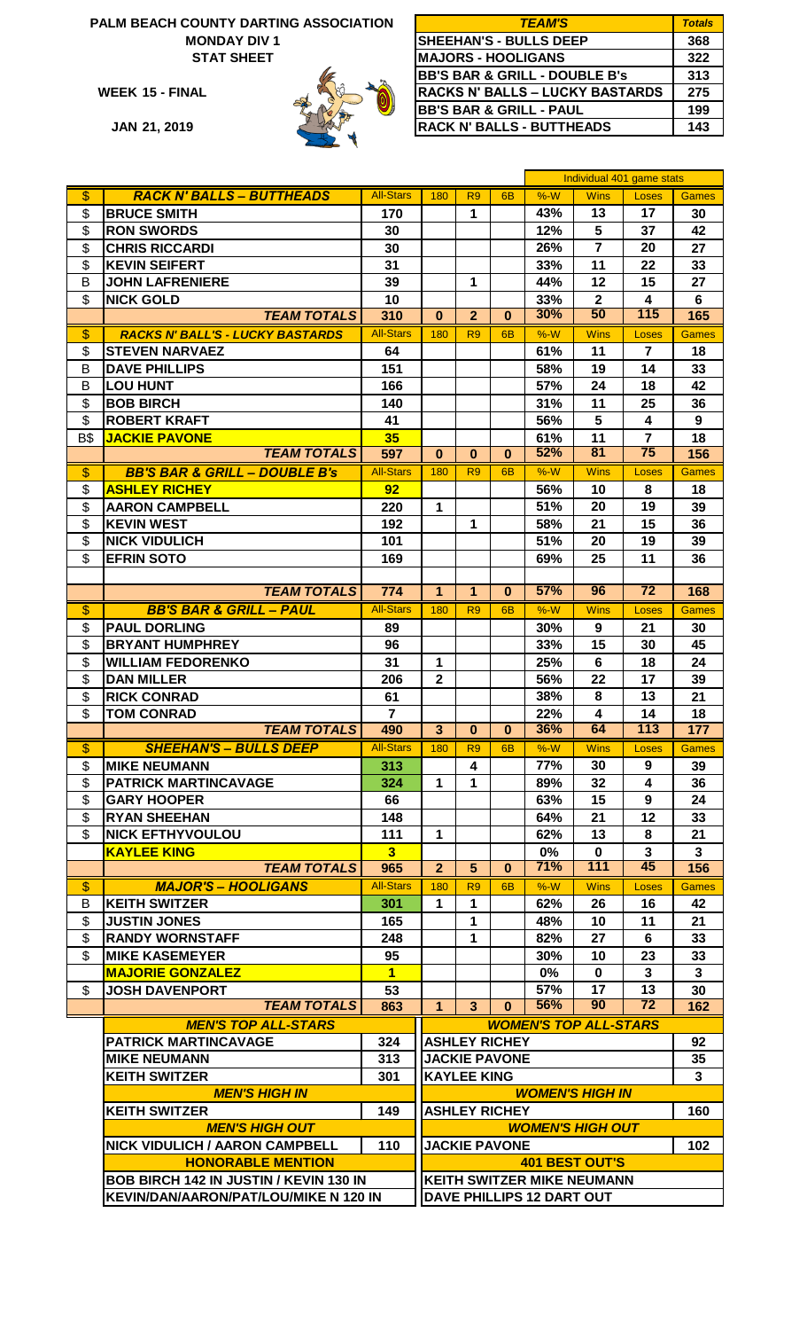**PALM BEACH COUNTY DARTING ASSOCIATION**
**MONDAY DIV 1**
**STAT SHEET**

**WEEK 15 - FINAL**

**JAN 21, 2019**

| *TEAM'S* | *Totals* |
|---|---|
| SHEEHAN'S - BULLS DEEP | 368 |
| MAJORS - HOOLIGANS | 322 |
| BB'S BAR & GRILL - DOUBLE B's | 313 |
| RACKS N' BALLS – LUCKY BASTARDS | 275 |
| BB'S BAR & GRILL - PAUL | 199 |
| RACK N' BALLS - BUTTHEADS | 143 |

| | | | | | | Individual 401 game stats | | | |
|---|---|---|---|---|---|---|---|---|---|
| $ | *RACK N' BALLS – BUTTHEADS* | All-Stars | 180 | R9 | 6B | %-W | Wins | Loses | Games |
| $ | BRUCE SMITH | 170 | | 1 | | 43% | 13 | 17 | 30 |
| $ | RON SWORDS | 30 | | | | 12% | 5 | 37 | 42 |
| $ | CHRIS RICCARDI | 30 | | | | 26% | 7 | 20 | 27 |
| $ | KEVIN SEIFERT | 31 | | | | 33% | 11 | 22 | 33 |
| B | JOHN LAFRENIERE | 39 | | 1 | | 44% | 12 | 15 | 27 |
| $ | NICK GOLD | 10 | | | | 33% | 2 | 4 | 6 |
| | *TEAM TOTALS* | 310 | 0 | 2 | 0 | 30% | 50 | 115 | 165 |
| $ | *RACKS N' BALL'S - LUCKY BASTARDS* | All-Stars | 180 | R9 | 6B | %-W | Wins | Loses | Games |
| $ | STEVEN NARVAEZ | 64 | | | | 61% | 11 | 7 | 18 |
| B | DAVE PHILLIPS | 151 | | | | 58% | 19 | 14 | 33 |
| B | LOU HUNT | 166 | | | | 57% | 24 | 18 | 42 |
| $ | BOB BIRCH | 140 | | | | 31% | 11 | 25 | 36 |
| $ | ROBERT KRAFT | 41 | | | | 56% | 5 | 4 | 9 |
| B$ | JACKIE PAVONE | 35 | | | | 61% | 11 | 7 | 18 |
| | *TEAM TOTALS* | 597 | 0 | 0 | 0 | 52% | 81 | 75 | 156 |
| $ | *BB'S BAR & GRILL – DOUBLE B's* | All-Stars | 180 | R9 | 6B | %-W | Wins | Loses | Games |
| $ | ASHLEY RICHEY | 92 | | | | 56% | 10 | 8 | 18 |
| $ | AARON CAMPBELL | 220 | 1 | | | 51% | 20 | 19 | 39 |
| $ | KEVIN WEST | 192 | | 1 | | 58% | 21 | 15 | 36 |
| $ | NICK VIDULICH | 101 | | | | 51% | 20 | 19 | 39 |
| $ | EFRIN SOTO | 169 | | | | 69% | 25 | 11 | 36 |
| | | | | | | | | | |
| | *TEAM TOTALS* | 774 | 1 | 1 | 0 | 57% | 96 | 72 | 168 |
| $ | *BB'S BAR & GRILL – PAUL* | All-Stars | 180 | R9 | 6B | %-W | Wins | Loses | Games |
| $ | PAUL DORLING | 89 | | | | 30% | 9 | 21 | 30 |
| $ | BRYANT HUMPHREY | 96 | | | | 33% | 15 | 30 | 45 |
| $ | WILLIAM FEDORENKO | 31 | 1 | | | 25% | 6 | 18 | 24 |
| $ | DAN MILLER | 206 | 2 | | | 56% | 22 | 17 | 39 |
| $ | RICK CONRAD | 61 | | | | 38% | 8 | 13 | 21 |
| $ | TOM CONRAD | 7 | | | | 22% | 4 | 14 | 18 |
| | *TEAM TOTALS* | 490 | 3 | 0 | 0 | 36% | 64 | 113 | 177 |
| $ | *SHEEHAN'S – BULLS DEEP* | All-Stars | 180 | R9 | 6B | %-W | Wins | Loses | Games |
| $ | MIKE NEUMANN | 313 | | 4 | | 77% | 30 | 9 | 39 |
| $ | PATRICK MARTINCAVAGE | 324 | 1 | 1 | | 89% | 32 | 4 | 36 |
| $ | GARY HOOPER | 66 | | | | 63% | 15 | 9 | 24 |
| $ | RYAN SHEEHAN | 148 | | | | 64% | 21 | 12 | 33 |
| $ | NICK EFTHYVOULOU | 111 | 1 | | | 62% | 13 | 8 | 21 |
| | KAYLEE KING | 3 | | | | 0% | 0 | 3 | 3 |
| | *TEAM TOTALS* | 965 | 2 | 5 | 0 | 71% | 111 | 45 | 156 |
| $ | *MAJOR'S – HOOLIGANS* | All-Stars | 180 | R9 | 6B | %-W | Wins | Loses | Games |
| B | KEITH SWITZER | 301 | 1 | 1 | | 62% | 26 | 16 | 42 |
| $ | JUSTIN JONES | 165 | | 1 | | 48% | 10 | 11 | 21 |
| $ | RANDY WORNSTAFF | 248 | | 1 | | 82% | 27 | 6 | 33 |
| $ | MIKE KASEMEYER | 95 | | | | 30% | 10 | 23 | 33 |
| | MAJORIE GONZALEZ | 1 | | | | 0% | 0 | 3 | 3 |
| $ | JOSH DAVENPORT | 53 | | | | 57% | 17 | 13 | 30 |
| | *TEAM TOTALS* | 863 | 1 | 3 | 0 | 56% | 90 | 72 | 162 |

| *MEN'S TOP ALL-STARS* | | *WOMEN'S TOP ALL-STARS* | |
|---|---|---|---|
| PATRICK MARTINCAVAGE | 324 | ASHLEY RICHEY | 92 |
| MIKE NEUMANN | 313 | JACKIE PAVONE | 35 |
| KEITH SWITZER | 301 | KAYLEE KING | 3 |
| *MEN'S HIGH IN* | | *WOMEN'S HIGH IN* | |
| KEITH SWITZER | 149 | ASHLEY RICHEY | 160 |
| *MEN'S HIGH OUT* | | *WOMEN'S HIGH OUT* | |
| NICK VIDULICH / AARON CAMPBELL | 110 | JACKIE PAVONE | 102 |
| **HONORABLE MENTION** | | **401 BEST OUT'S** | |
| BOB BIRCH 142 IN JUSTIN / KEVIN 130 IN | | KEITH SWITZER MIKE NEUMANN | |
| KEVIN/DAN/AARON/PAT/LOU/MIKE N 120 IN | | DAVE PHILLIPS 12 DART OUT | |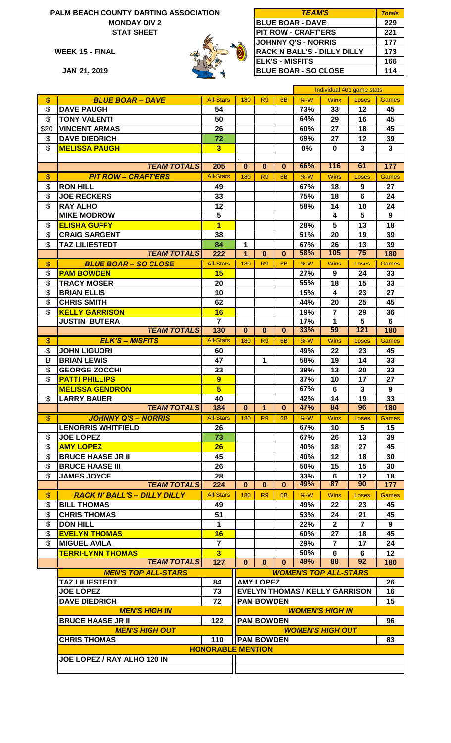# PALM BEACH COUNTY DARTING ASSOCIATION
## MONDAY DIV 2
## STAT SHEET

**WEEK 15 - FINAL**

**JAN 21, 2019**

| TEAM'S | Totals |
|---|---|
| BLUE BOAR - DAVE | 229 |
| PIT ROW - CRAFT'ERS | 221 |
| JOHNNY Q'S - NORRIS | 177 |
| RACK N BALL'S - DILLY DILLY | 173 |
| ELK'S - MISFITS | 166 |
| BLUE BOAR - SO CLOSE | 114 |

| | | | | | | Individual 401 game stats | | | |
|---|---|---|---|---|---|---|---|---|---|
| $ | ***BLUE BOAR – DAVE*** | All-Stars | 180 | R9 | 6B | %-W | Wins | Loses | Games |
| $ | DAVE PAUGH | 54 | | | | 73% | 33 | 12 | 45 |
| $ | TONY VALENTI | 50 | | | | 64% | 29 | 16 | 45 |
| $20 | VINCENT ARMAS | 26 | | | | 60% | 27 | 18 | 45 |
| $ | DAVE DIEDRICH | 72 | | | | 69% | 27 | 12 | 39 |
| $ | MELISSA PAUGH | 3 | | | | 0% | 0 | 3 | 3 |
| | | | . | | | | | | |
| | ***TEAM TOTALS*** | 205 | 0 | 0 | 0 | 66% | 116 | 61 | 177 |
| $ | ***PIT ROW – CRAFT'ERS*** | All-Stars | 180 | R9 | 6B | %-W | Wins | Loses | Games |
| $ | RON HILL | 49 | | | | 67% | 18 | 9 | 27 |
| $ | JOE RECKERS | 33 | | | | 75% | 18 | 6 | 24 |
| $ | RAY ALHO | 12 | | | | 58% | 14 | 10 | 24 |
| | MIKE MODROW | 5 | | | | | 4 | 5 | 9 |
| $ | ELISHA GUFFY | 1 | | | | 28% | 5 | 13 | 18 |
| $ | CRAIG SARGENT | 38 | | | | 51% | 20 | 19 | 39 |
| $ | TAZ LILIESTEDT | 84 | 1 | | | 67% | 26 | 13 | 39 |
| | ***TEAM TOTALS*** | 222 | 1 | 0 | 0 | 58% | 105 | 75 | 180 |
| $ | ***BLUE BOAR – SO CLOSE*** | All-Stars | 180 | R9 | 6B | %-W | Wins | Loses | Games |
| $ | PAM BOWDEN | 15 | | | | 27% | 9 | 24 | 33 |
| $ | TRACY MOSER | 20 | | | | 55% | 18 | 15 | 33 |
| $ | BRIAN ELLIS | 10 | | | | 15% | 4 | 23 | 27 |
| $ | CHRIS SMITH | 62 | | | | 44% | 20 | 25 | 45 |
| $ | KELLY GARRISON | 16 | | | | 19% | 7 | 29 | 36 |
| | JUSTIN BUTERA | 7 | | | | 17% | 1 | 5 | 6 |
| | ***TEAM TOTALS*** | 130 | 0 | 0 | 0 | 33% | 59 | 121 | 180 |
| $ | ***ELK'S – MISFITS*** | All-Stars | 180 | R9 | 6B | %-W | Wins | Loses | Games |
| $ | JOHN LIGUORI | 60 | | | | 49% | 22 | 23 | 45 |
| B | BRIAN LEWIS | 47 | | 1 | | 58% | 19 | 14 | 33 |
| $ | GEORGE ZOCCHI | 23 | | | | 39% | 13 | 20 | 33 |
| $ | PATTI PHILLIPS | 9 | | | | 37% | 10 | 17 | 27 |
| | MELISSA GENDRON | 5 | | | | 67% | 6 | 3 | 9 |
| $ | LARRY BAUER | 40 | | | | 42% | 14 | 19 | 33 |
| | ***TEAM TOTALS*** | 184 | 0 | 1 | 0 | 47% | 84 | 96 | 180 |
| $ | ***JOHNNY Q'S – NORRIS*** | All-Stars | 180 | R9 | 6B | %-W | Wins | Loses | Games |
| | LENORRIS WHITFIELD | 26 | | | | 67% | 10 | 5 | 15 |
| $ | JOE LOPEZ | 73 | | | | 67% | 26 | 13 | 39 |
| $ | AMY LOPEZ | 26 | | | | 40% | 18 | 27 | 45 |
| $ | BRUCE HAASE JR II | 45 | | | | 40% | 12 | 18 | 30 |
| $ | BRUCE HAASE III | 26 | | | | 50% | 15 | 15 | 30 |
| $ | JAMES JOYCE | 28 | | | | 33% | 6 | 12 | 18 |
| | ***TEAM TOTALS*** | 224 | 0 | 0 | 0 | 49% | 87 | 90 | 177 |
| $ | ***RACK N' BALL'S – DILLY DILLY*** | All-Stars | 180 | R9 | 6B | %-W | Wins | Loses | Games |
| $ | BILL THOMAS | 49 | | | | 49% | 22 | 23 | 45 |
| $ | CHRIS THOMAS | 51 | | | | 53% | 24 | 21 | 45 |
| $ | DON HILL | 1 | | | | 22% | 2 | 7 | 9 |
| $ | EVELYN THOMAS | 16 | | | | 60% | 27 | 18 | 45 |
| $ | MIGUEL AVILA | 7 | | | | 29% | 7 | 17 | 24 |
| | TERRI-LYNN THOMAS | 3 | | | | 50% | 6 | 6 | 12 |
| | ***TEAM TOTALS*** | 127 | 0 | 0 | 0 | 49% | 88 | 92 | 180 |

| ***MEN'S TOP ALL-STARS*** | | ***WOMEN'S TOP ALL-STARS*** | |
|---|---|---|---|
| TAZ LILIESTEDT | 84 | AMY LOPEZ | 26 |
| JOE LOPEZ | 73 | EVELYN THOMAS / KELLY GARRISON | 16 |
| DAVE DIEDRICH | 72 | PAM BOWDEN | 15 |
| ***MEN'S HIGH IN*** | | ***WOMEN'S HIGH IN*** | |
| BRUCE HAASE JR II | 122 | PAM BOWDEN | 96 |
| ***MEN'S HIGH OUT*** | | ***WOMEN'S HIGH OUT*** | |
| CHRIS THOMAS | 110 | PAM BOWDEN | 83 |
| ***HONORABLE MENTION*** | | | |
| JOE LOPEZ / RAY ALHO 120 IN | | | |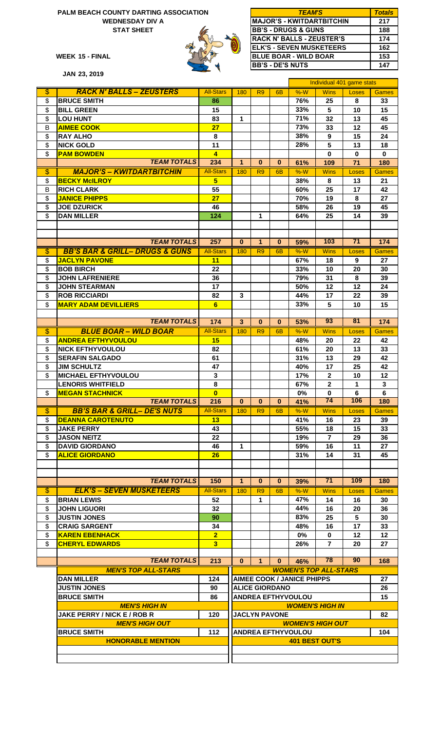**PALM BEACH COUNTY DARTING ASSOCIATION**
**WEDNESDAY DIV A**
**STAT SHEET**

**WEEK 15 - FINAL**

**JAN 23, 2019**

| TEAM'S | Totals |
|---|---|
| MAJOR'S - KWITDARTBITCHIN | 217 |
| BB'S - DRUGS & GUNS | 188 |
| RACK N' BALLS - ZEUSTER'S | 174 |
| ELK'S - SEVEN MUSKETEERS | 162 |
| BLUE BOAR - WILD BOAR | 153 |
| BB'S - DE'S NUTS | 147 |

| | | | | | | Individual 401 game stats | | | |
|---|---|---|---|---|---|---|---|---|---|
| $ | **RACK N' BALLS – ZEUSTERS** | All-Stars | 180 | R9 | 6B | %-W | Wins | Loses | Games |
| $ | BRUCE SMITH | 86 | | | | 76% | 25 | 8 | 33 |
| $ | BILL GREEN | 15 | | | | 33% | 5 | 10 | 15 |
| $ | LOU HUNT | 83 | 1 | | | 71% | 32 | 13 | 45 |
| B | AIMEE COOK | 27 | | | | 73% | 33 | 12 | 45 |
| $ | RAY ALHO | 8 | | | | 38% | 9 | 15 | 24 |
| $ | NICK GOLD | 11 | | | | 28% | 5 | 13 | 18 |
| $ | PAM BOWDEN | 4 | | | | | 0 | 0 | 0 |
| | **TEAM TOTALS** | 234 | 1 | 0 | 0 | 61% | 109 | 71 | 180 |
| $ | **MAJOR'S – KWITDARTBITCHIN** | All-Stars | 180 | R9 | 6B | %-W | Wins | Loses | Games |
| $ | BECKY McILROY | 5 | | | | 38% | 8 | 13 | 21 |
| B | RICH CLARK | 55 | | | | 60% | 25 | 17 | 42 |
| $ | JANICE PHIPPS | 27 | | | | 70% | 19 | 8 | 27 |
| $ | JOE DZURICK | 46 | | | | 58% | 26 | 19 | 45 |
| $ | DAN MILLER | 124 | | 1 | | 64% | 25 | 14 | 39 |
| | **TEAM TOTALS** | 257 | 0 | 1 | 0 | 59% | 103 | 71 | 174 |
| $ | **BB'S BAR & GRILL– DRUGS & GUNS** | All-Stars | 180 | R9 | 6B | %-W | Wins | Loses | Games |
| $ | JACLYN PAVONE | 11 | | | | 67% | 18 | 9 | 27 |
| $ | BOB BIRCH | 22 | | | | 33% | 10 | 20 | 30 |
| $ | JOHN LAFRENIERE | 36 | | | | 79% | 31 | 8 | 39 |
| $ | JOHN STEARMAN | 17 | | | | 50% | 12 | 12 | 24 |
| $ | ROB RICCIARDI | 82 | 3 | | | 44% | 17 | 22 | 39 |
| $ | MARY ADAM DEVILLIERS | 6 | | | | 33% | 5 | 10 | 15 |
| | **TEAM TOTALS** | 174 | 3 | 0 | 0 | 53% | 93 | 81 | 174 |
| $ | **BLUE BOAR – WILD BOAR** | All-Stars | 180 | R9 | 6B | %-W | Wins | Loses | Games |
| $ | ANDREA EFTHYVOULOU | 15 | | | | 48% | 20 | 22 | 42 |
| $ | NICK EFTHYVOULOU | 82 | | | | 61% | 20 | 13 | 33 |
| $ | SERAFIN SALGADO | 61 | | | | 31% | 13 | 29 | 42 |
| $ | JIM SCHULTZ | 47 | | | | 40% | 17 | 25 | 42 |
| $ | MICHAEL EFTHYVOULOU | 3 | | | | 17% | 2 | 10 | 12 |
| | LENORIS WHITFIELD | 8 | | | | 67% | 2 | 1 | 3 |
| $ | MEGAN STACHNICK | 0 | | | | 0% | 0 | 6 | 6 |
| | **TEAM TOTALS** | 216 | 0 | 0 | 0 | 41% | 74 | 106 | 180 |
| $ | **BB'S BAR & GRILL– DE'S NUTS** | All-Stars | 180 | R9 | 6B | %-W | Wins | Loses | Games |
| $ | DEANNA CAROTENUTO | 13 | | | | 41% | 16 | 23 | 39 |
| $ | JAKE PERRY | 43 | | | | 55% | 18 | 15 | 33 |
| $ | JASON NEITZ | 22 | | | | 19% | 7 | 29 | 36 |
| $ | DAVID GIORDANO | 46 | 1 | | | 59% | 16 | 11 | 27 |
| $ | ALICE GIORDANO | 26 | | | | 31% | 14 | 31 | 45 |
| | **TEAM TOTALS** | 150 | 1 | 0 | 0 | 39% | 71 | 109 | 180 |
| $ | **ELK'S – SEVEN MUSKETEERS** | All-Stars | 180 | R9 | 6B | %-W | Wins | Loses | Games |
| $ | BRIAN LEWIS | 52 | | 1 | | 47% | 14 | 16 | 30 |
| $ | JOHN LIGUORI | 32 | | | | 44% | 16 | 20 | 36 |
| $ | JUSTIN JONES | 90 | | | | 83% | 25 | 5 | 30 |
| $ | CRAIG SARGENT | 34 | | | | 48% | 16 | 17 | 33 |
| $ | KAREN EBENHACK | 2 | | | | 0% | 0 | 12 | 12 |
| $ | CHERYL EDWARDS | 3 | | | | 26% | 7 | 20 | 27 |
| | **TEAM TOTALS** | 213 | 0 | 1 | 0 | 46% | 78 | 90 | 168 |

| MEN'S TOP ALL-STARS | | WOMEN'S TOP ALL-STARS | |
|---|---|---|---|
| DAN MILLER | 124 | AIMEE COOK / JANICE PHIPPS | 27 |
| JUSTIN JONES | 90 | ALICE GIORDANO | 26 |
| BRUCE SMITH | 86 | ANDREA EFTHYVOULOU | 15 |
| **MEN'S HIGH IN** | | **WOMEN'S HIGH IN** | |
| JAKE PERRY / NICK E / ROB R | 120 | JACLYN PAVONE | 82 |
| **MEN'S HIGH OUT** | | **WOMEN'S HIGH OUT** | |
| BRUCE SMITH | 112 | ANDREA EFTHYVOULOU | 104 |
| **HONORABLE MENTION** | | **401 BEST OUT'S** | |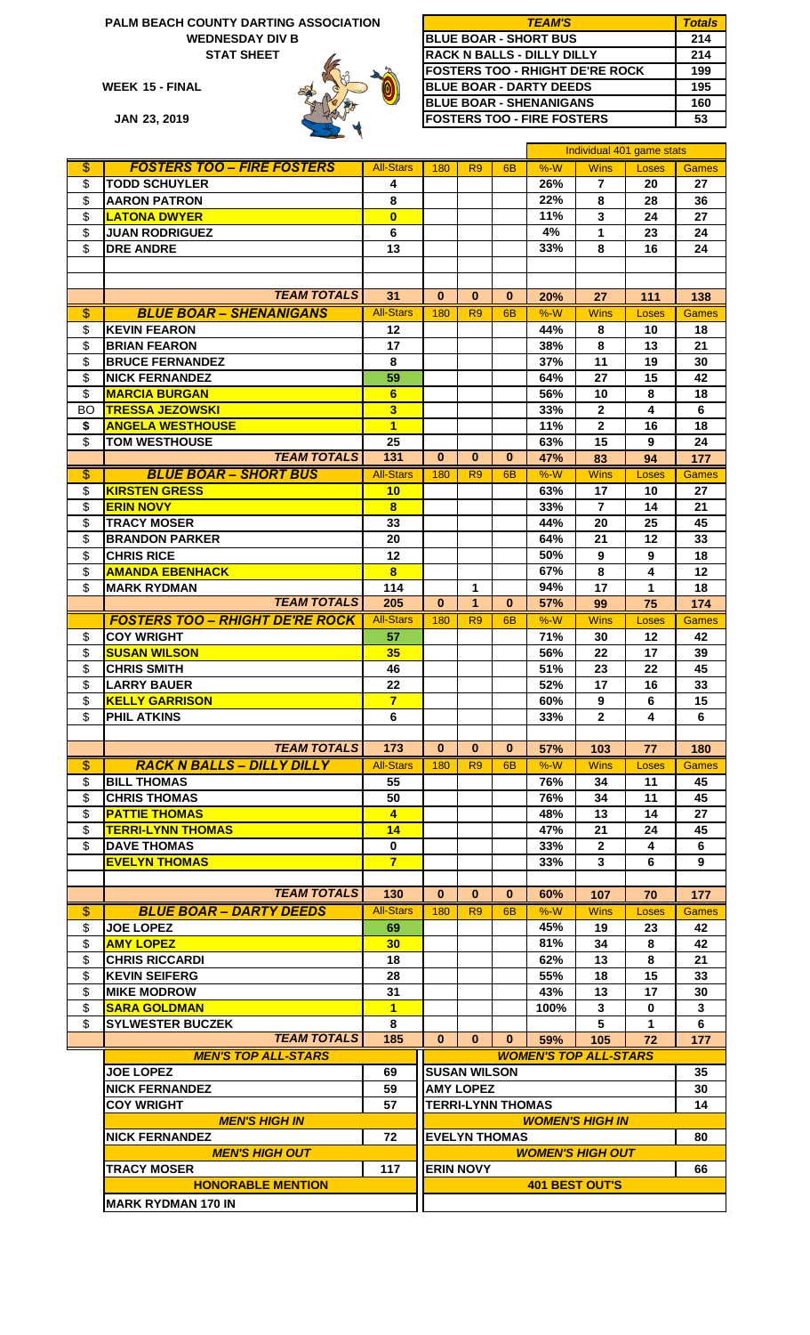**PALM BEACH COUNTY DARTING ASSOCIATION**
**WEDNESDAY DIV B**
**STAT SHEET**

**WEEK 15 - FINAL**

**JAN 23, 2019**

| *TEAM'S* | *Totals* |
|---|---|
| BLUE BOAR - SHORT BUS | 214 |
| RACK N BALLS - DILLY DILLY | 214 |
| FOSTERS TOO - RHIGHT DE'RE ROCK | 199 |
| BLUE BOAR - DARTY DEEDS | 195 |
| BLUE BOAR - SHENANIGANS | 160 |
| FOSTERS TOO - FIRE FOSTERS | 53 |

| | | | | | | Individual 401 game stats | | | |
|---|---|---|---|---|---|---|---|---|---|
| $ | *FOSTERS TOO – FIRE FOSTERS* | All-Stars | 180 | R9 | 6B | %-W | Wins | Loses | Games |
| $ | TODD SCHUYLER | 4 | | | | 26% | 7 | 20 | 27 |
| $ | AARON PATRON | 8 | | | | 22% | 8 | 28 | 36 |
| $ | LATONA DWYER | 0 | | | | 11% | 3 | 24 | 27 |
| $ | JUAN RODRIGUEZ | 6 | | | | 4% | 1 | 23 | 24 |
| $ | DRE ANDRE | 13 | | | | 33% | 8 | 16 | 24 |
| | | | | | | | | | |
| | | | | | | | | | |
| | *TEAM TOTALS* | 31 | 0 | 0 | 0 | 20% | 27 | 111 | 138 |
| $ | *BLUE BOAR – SHENANIGANS* | All-Stars | 180 | R9 | 6B | %-W | Wins | Loses | Games |
| $ | KEVIN FEARON | 12 | | | | 44% | 8 | 10 | 18 |
| $ | BRIAN FEARON | 17 | | | | 38% | 8 | 13 | 21 |
| $ | BRUCE FERNANDEZ | 8 | | | | 37% | 11 | 19 | 30 |
| $ | NICK FERNANDEZ | 59 | | | | 64% | 27 | 15 | 42 |
| $ | MARCIA BURGAN | 6 | | | | 56% | 10 | 8 | 18 |
| BO | TRESSA JEZOWSKI | 3 | | | | 33% | 2 | 4 | 6 |
| $ | ANGELA WESTHOUSE | 1 | | | | 11% | 2 | 16 | 18 |
| $ | TOM WESTHOUSE | 25 | | | | 63% | 15 | 9 | 24 |
| | *TEAM TOTALS* | 131 | 0 | 0 | 0 | 47% | 83 | 94 | 177 |
| $ | *BLUE BOAR – SHORT BUS* | All-Stars | 180 | R9 | 6B | %-W | Wins | Loses | Games |
| $ | KIRSTEN GRESS | 10 | | | | 63% | 17 | 10 | 27 |
| $ | ERIN NOVY | 8 | | | | 33% | 7 | 14 | 21 |
| $ | TRACY MOSER | 33 | | | | 44% | 20 | 25 | 45 |
| $ | BRANDON PARKER | 20 | | | | 64% | 21 | 12 | 33 |
| $ | CHRIS RICE | 12 | | | | 50% | 9 | 9 | 18 |
| $ | AMANDA EBENHACK | 8 | | | | 67% | 8 | 4 | 12 |
| $ | MARK RYDMAN | 114 | | 1 | | 94% | 17 | 1 | 18 |
| | *TEAM TOTALS* | 205 | 0 | 1 | 0 | 57% | 99 | 75 | 174 |
| | *FOSTERS TOO – RHIGHT DE'RE ROCK* | All-Stars | 180 | R9 | 6B | %-W | Wins | Loses | Games |
| $ | COY WRIGHT | 57 | | | | 71% | 30 | 12 | 42 |
| $ | SUSAN WILSON | 35 | | | | 56% | 22 | 17 | 39 |
| $ | CHRIS SMITH | 46 | | | | 51% | 23 | 22 | 45 |
| $ | LARRY BAUER | 22 | | | | 52% | 17 | 16 | 33 |
| $ | KELLY GARRISON | 7 | | | | 60% | 9 | 6 | 15 |
| $ | PHIL ATKINS | 6 | | | | 33% | 2 | 4 | 6 |
| | | | | | | | | | |
| | *TEAM TOTALS* | 173 | 0 | 0 | 0 | 57% | 103 | 77 | 180 |
| $ | *RACK N BALLS – DILLY DILLY* | All-Stars | 180 | R9 | 6B | %-W | Wins | Loses | Games |
| $ | BILL THOMAS | 55 | | | | 76% | 34 | 11 | 45 |
| $ | CHRIS THOMAS | 50 | | | | 76% | 34 | 11 | 45 |
| $ | PATTIE THOMAS | 4 | | | | 48% | 13 | 14 | 27 |
| $ | TERRI-LYNN THOMAS | 14 | | | | 47% | 21 | 24 | 45 |
| $ | DAVE THOMAS | 0 | | | | 33% | 2 | 4 | 6 |
| | EVELYN THOMAS | 7 | | | | 33% | 3 | 6 | 9 |
| | | | | | | | | | |
| | *TEAM TOTALS* | 130 | 0 | 0 | 0 | 60% | 107 | 70 | 177 |
| $ | *BLUE BOAR – DARTY DEEDS* | All-Stars | 180 | R9 | 6B | %-W | Wins | Loses | Games |
| $ | JOE LOPEZ | 69 | | | | 45% | 19 | 23 | 42 |
| $ | AMY LOPEZ | 30 | | | | 81% | 34 | 8 | 42 |
| $ | CHRIS RICCARDI | 18 | | | | 62% | 13 | 8 | 21 |
| $ | KEVIN SEIFERG | 28 | | | | 55% | 18 | 15 | 33 |
| $ | MIKE MODROW | 31 | | | | 43% | 13 | 17 | 30 |
| $ | SARA GOLDMAN | 1 | | | | 100% | 3 | 0 | 3 |
| $ | SYLWESTER BUCZEK | 8 | | | | | 5 | 1 | 6 |
| | *TEAM TOTALS* | 185 | 0 | 0 | 0 | 59% | 105 | 72 | 177 |

| *MEN'S TOP ALL-STARS* | | *WOMEN'S TOP ALL-STARS* | |
|---|---|---|---|
| JOE LOPEZ | 69 | SUSAN WILSON | 35 |
| NICK FERNANDEZ | 59 | AMY LOPEZ | 30 |
| COY WRIGHT | 57 | TERRI-LYNN THOMAS | 14 |
| *MEN'S HIGH IN* | | *WOMEN'S HIGH IN* | |
| NICK FERNANDEZ | 72 | EVELYN THOMAS | 80 |
| *MEN'S HIGH OUT* | | *WOMEN'S HIGH OUT* | |
| TRACY MOSER | 117 | ERIN NOVY | 66 |
| *HONORABLE MENTION* | | *401 BEST OUT'S* | |
| MARK RYDMAN 170 IN | | | |